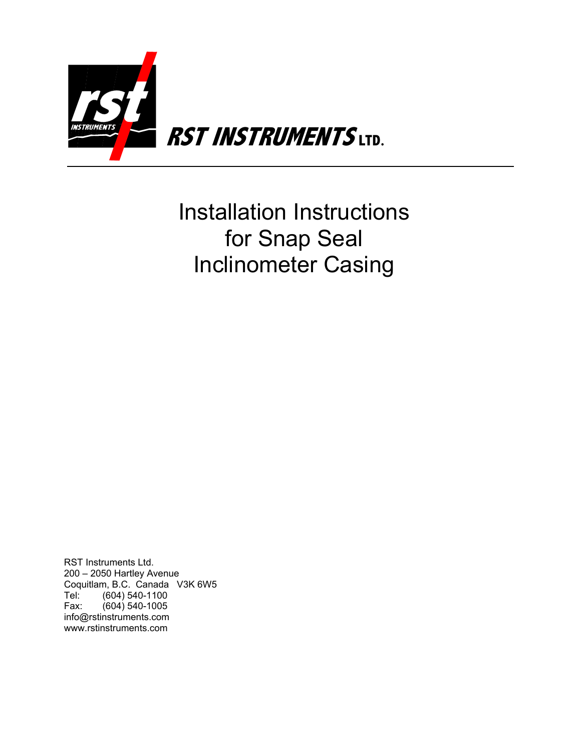# RST INSTRUMENTS LTD.

# Installation Instructions for Snap Seal Inclinometer Casing

RST Instruments Ltd.
200 – 2050 Hartley Avenue
Coquitlam, B.C. Canada V3K 6W5
Tel: (604) 540-1100
Fax: (604) 540-1005
info@rstinstruments.com
www.rstinstruments.com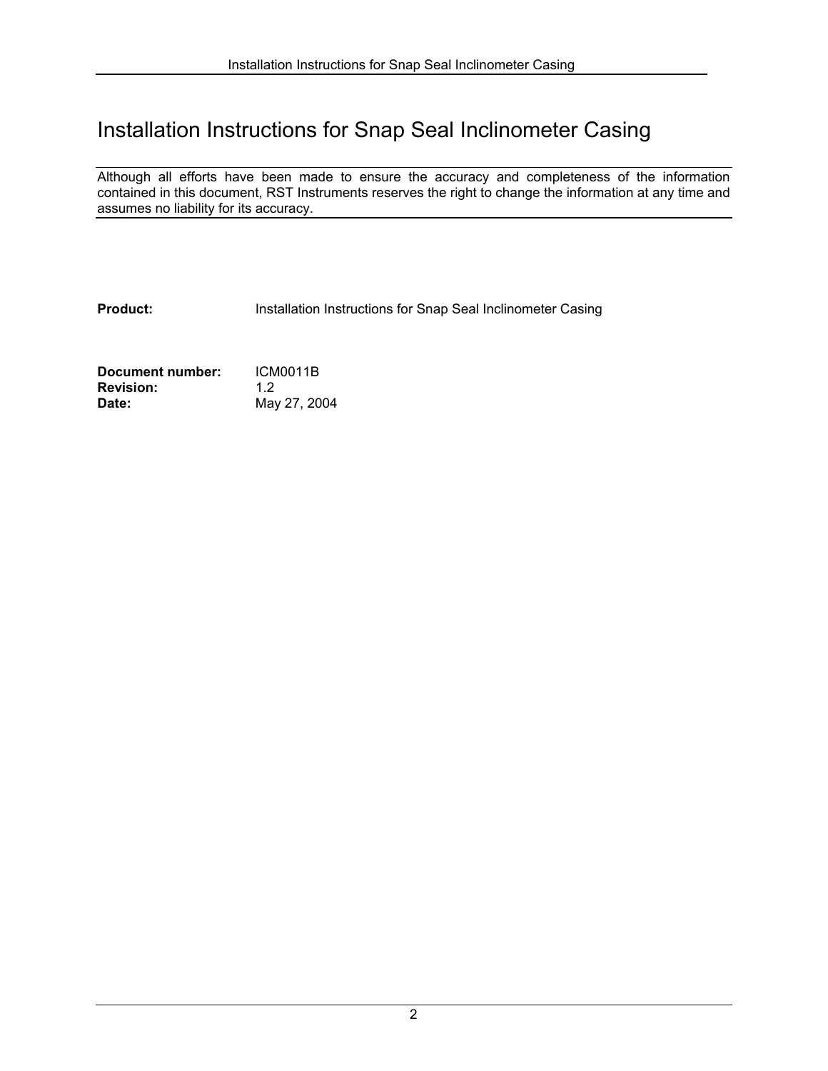# Installation Instructions for Snap Seal Inclinometer Casing

Although all efforts have been made to ensure the accuracy and completeness of the information contained in this document, RST Instruments reserves the right to change the information at any time and assumes no liability for its accuracy.

**Product:** Installation Instructions for Snap Seal Inclinometer Casing

**Document number:** ICM0011B
**Revision:** 1.2
**Date:** May 27, 2004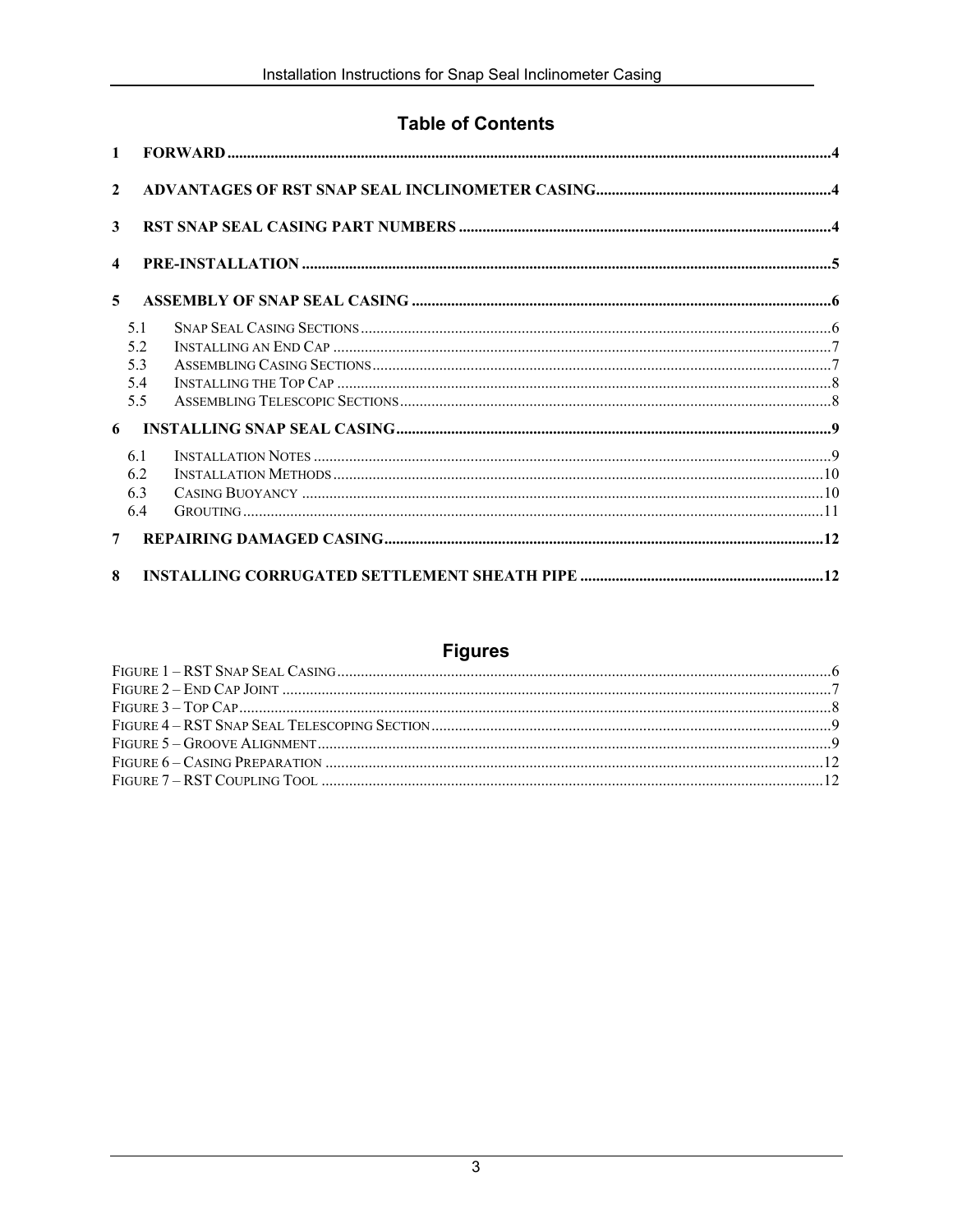# Table of Contents

| | | |
|---|---|---|
| **1** | **FORWARD** | **4** |
| **2** | **ADVANTAGES OF RST SNAP SEAL INCLINOMETER CASING** | **4** |
| **3** | **RST SNAP SEAL CASING PART NUMBERS** | **4** |
| **4** | **PRE-INSTALLATION** | **5** |
| **5** | **ASSEMBLY OF SNAP SEAL CASING** | **6** |
| 5.1 | SNAP SEAL CASING SECTIONS | 6 |
| 5.2 | INSTALLING AN END CAP | 7 |
| 5.3 | ASSEMBLING CASING SECTIONS | 7 |
| 5.4 | INSTALLING THE TOP CAP | 8 |
| 5.5 | ASSEMBLING TELESCOPIC SECTIONS | 8 |
| **6** | **INSTALLING SNAP SEAL CASING** | **9** |
| 6.1 | INSTALLATION NOTES | 9 |
| 6.2 | INSTALLATION METHODS | 10 |
| 6.3 | CASING BUOYANCY | 10 |
| 6.4 | GROUTING | 11 |
| **7** | **REPAIRING DAMAGED CASING** | **12** |
| **8** | **INSTALLING CORRUGATED SETTLEMENT SHEATH PIPE** | **12** |

# Figures

| | |
|---|---|
| FIGURE 1 – RST SNAP SEAL CASING | 6 |
| FIGURE 2 – END CAP JOINT | 7 |
| FIGURE 3 – TOP CAP | 8 |
| FIGURE 4 – RST SNAP SEAL TELESCOPING SECTION | 9 |
| FIGURE 5 – GROOVE ALIGNMENT | 9 |
| FIGURE 6 – CASING PREPARATION | 12 |
| FIGURE 7 – RST COUPLING TOOL | 12 |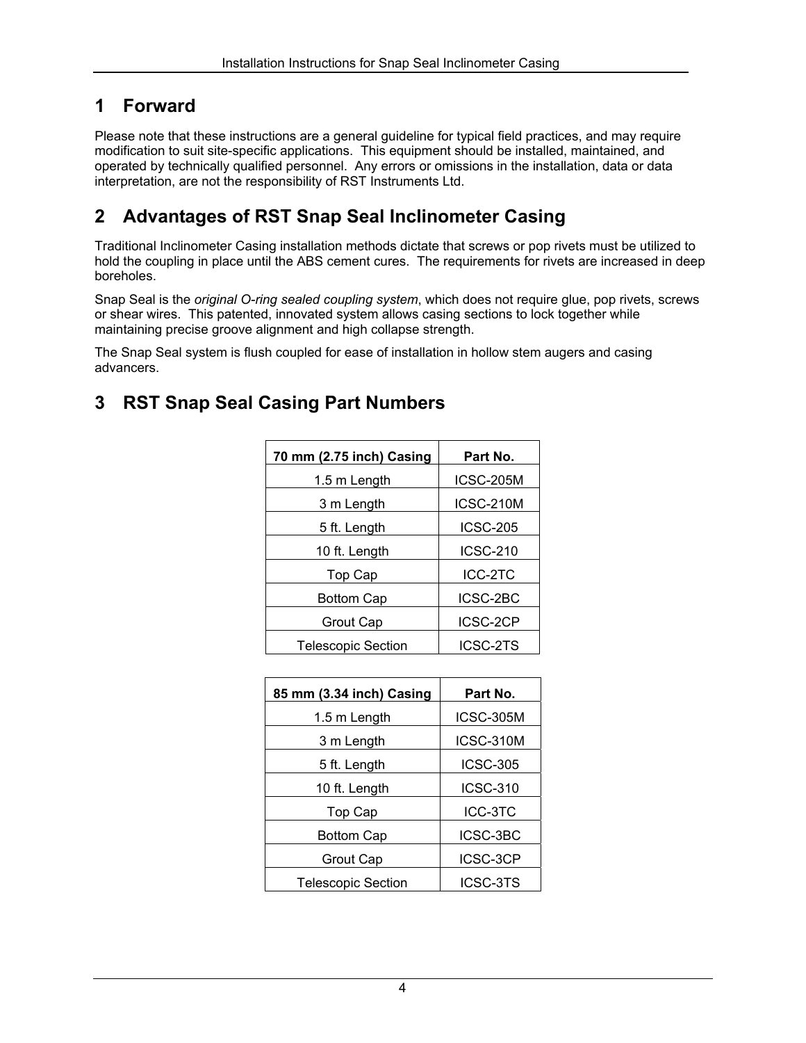# 1 Forward

Please note that these instructions are a general guideline for typical field practices, and may require modification to suit site-specific applications. This equipment should be installed, maintained, and operated by technically qualified personnel. Any errors or omissions in the installation, data or data interpretation, are not the responsibility of RST Instruments Ltd.

# 2 Advantages of RST Snap Seal Inclinometer Casing

Traditional Inclinometer Casing installation methods dictate that screws or pop rivets must be utilized to hold the coupling in place until the ABS cement cures. The requirements for rivets are increased in deep boreholes.

Snap Seal is the *original O-ring sealed coupling system*, which does not require glue, pop rivets, screws or shear wires. This patented, innovated system allows casing sections to lock together while maintaining precise groove alignment and high collapse strength.

The Snap Seal system is flush coupled for ease of installation in hollow stem augers and casing advancers.

# 3 RST Snap Seal Casing Part Numbers

| 70 mm (2.75 inch) Casing | Part No. |
|---|---|
| 1.5 m Length | ICSC-205M |
| 3 m Length | ICSC-210M |
| 5 ft. Length | ICSC-205 |
| 10 ft. Length | ICSC-210 |
| Top Cap | ICC-2TC |
| Bottom Cap | ICSC-2BC |
| Grout Cap | ICSC-2CP |
| Telescopic Section | ICSC-2TS |

| 85 mm (3.34 inch) Casing | Part No. |
|---|---|
| 1.5 m Length | ICSC-305M |
| 3 m Length | ICSC-310M |
| 5 ft. Length | ICSC-305 |
| 10 ft. Length | ICSC-310 |
| Top Cap | ICC-3TC |
| Bottom Cap | ICSC-3BC |
| Grout Cap | ICSC-3CP |
| Telescopic Section | ICSC-3TS |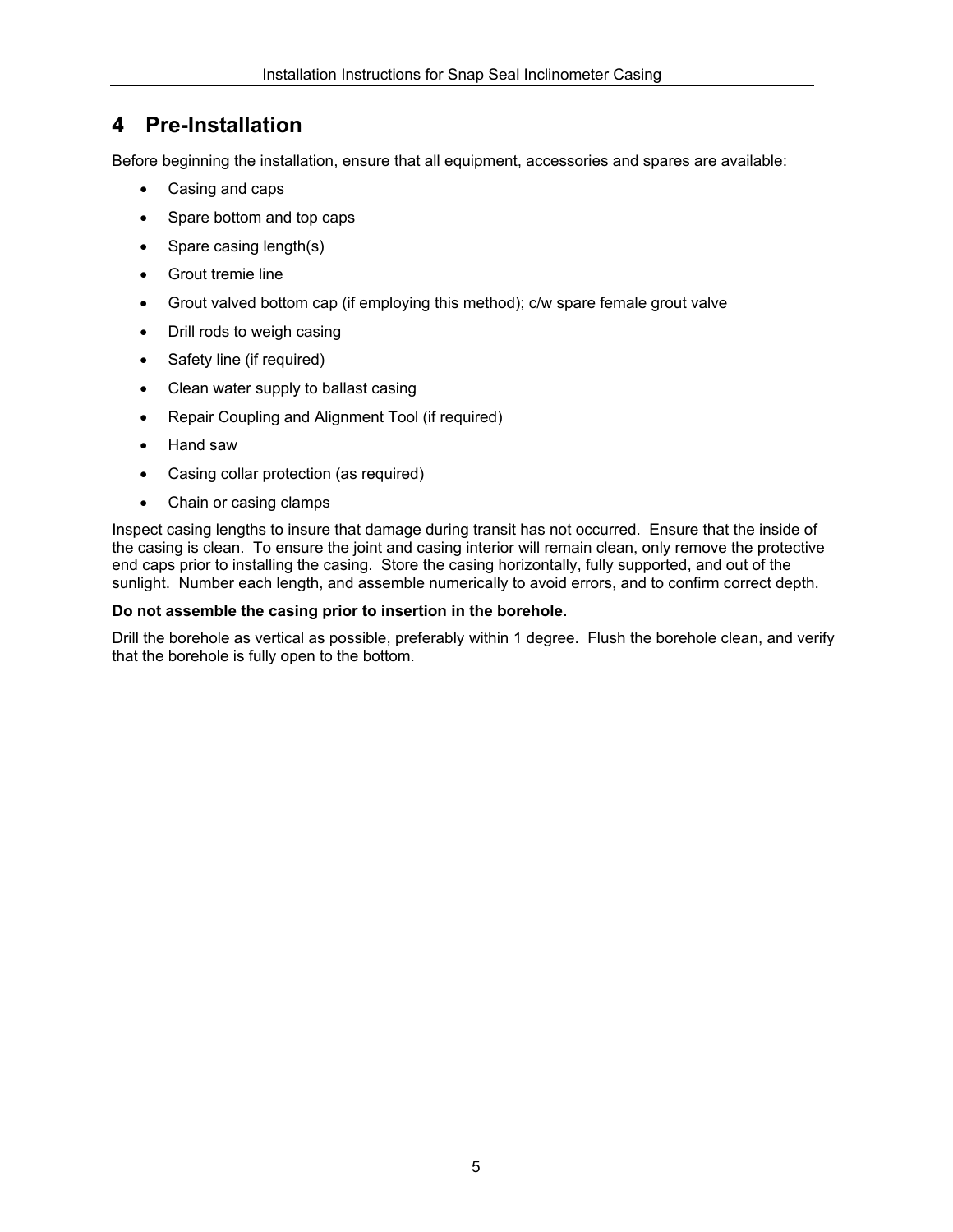# 4 Pre-Installation

Before beginning the installation, ensure that all equipment, accessories and spares are available:

- Casing and caps
- Spare bottom and top caps
- Spare casing length(s)
- Grout tremie line
- Grout valved bottom cap (if employing this method); c/w spare female grout valve
- Drill rods to weigh casing
- Safety line (if required)
- Clean water supply to ballast casing
- Repair Coupling and Alignment Tool (if required)
- Hand saw
- Casing collar protection (as required)
- Chain or casing clamps

Inspect casing lengths to insure that damage during transit has not occurred. Ensure that the inside of the casing is clean. To ensure the joint and casing interior will remain clean, only remove the protective end caps prior to installing the casing. Store the casing horizontally, fully supported, and out of the sunlight. Number each length, and assemble numerically to avoid errors, and to confirm correct depth.

**Do not assemble the casing prior to insertion in the borehole.**

Drill the borehole as vertical as possible, preferably within 1 degree. Flush the borehole clean, and verify that the borehole is fully open to the bottom.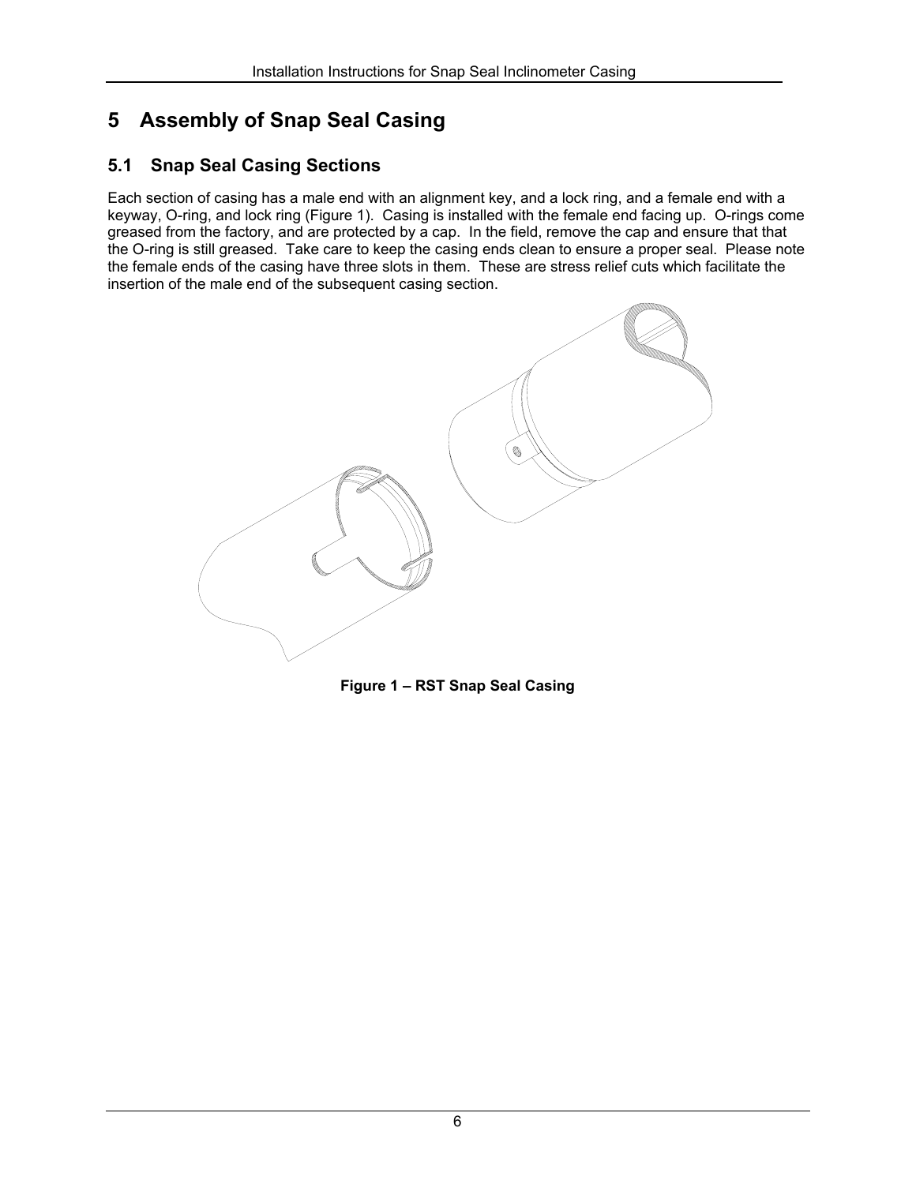# 5 Assembly of Snap Seal Casing

## 5.1 Snap Seal Casing Sections

Each section of casing has a male end with an alignment key, and a lock ring, and a female end with a keyway, O-ring, and lock ring (Figure 1). Casing is installed with the female end facing up. O-rings come greased from the factory, and are protected by a cap. In the field, remove the cap and ensure that that the O-ring is still greased. Take care to keep the casing ends clean to ensure a proper seal. Please note the female ends of the casing have three slots in them. These are stress relief cuts which facilitate the insertion of the male end of the subsequent casing section.

**Figure 1 – RST Snap Seal Casing**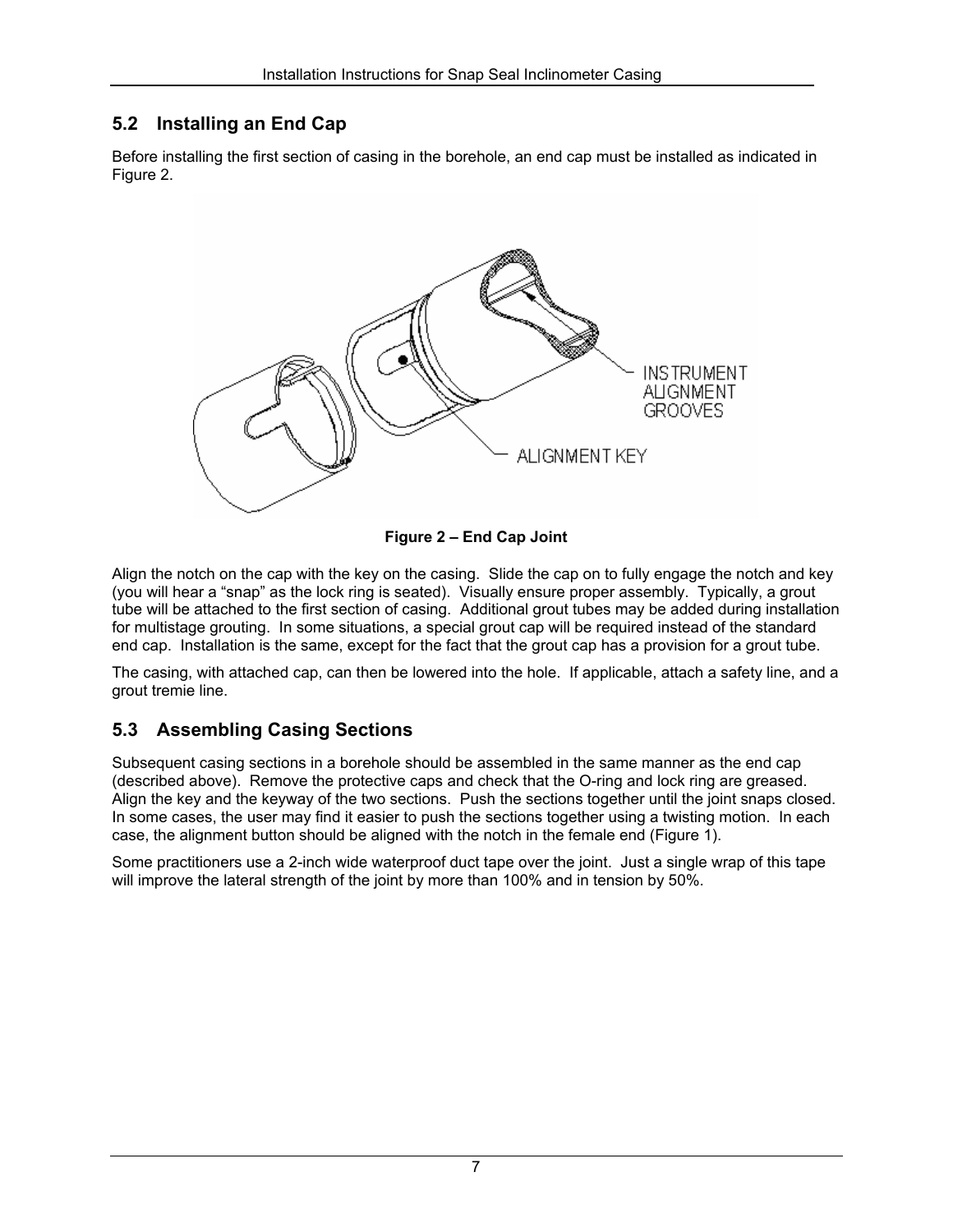## 5.2 Installing an End Cap

Before installing the first section of casing in the borehole, an end cap must be installed as indicated in Figure 2.

**Figure 2 – End Cap Joint**

Align the notch on the cap with the key on the casing. Slide the cap on to fully engage the notch and key (you will hear a "snap" as the lock ring is seated). Visually ensure proper assembly. Typically, a grout tube will be attached to the first section of casing. Additional grout tubes may be added during installation for multistage grouting. In some situations, a special grout cap will be required instead of the standard end cap. Installation is the same, except for the fact that the grout cap has a provision for a grout tube.

The casing, with attached cap, can then be lowered into the hole. If applicable, attach a safety line, and a grout tremie line.

## 5.3 Assembling Casing Sections

Subsequent casing sections in a borehole should be assembled in the same manner as the end cap (described above). Remove the protective caps and check that the O-ring and lock ring are greased. Align the key and the keyway of the two sections. Push the sections together until the joint snaps closed. In some cases, the user may find it easier to push the sections together using a twisting motion. In each case, the alignment button should be aligned with the notch in the female end (Figure 1).

Some practitioners use a 2-inch wide waterproof duct tape over the joint. Just a single wrap of this tape will improve the lateral strength of the joint by more than 100% and in tension by 50%.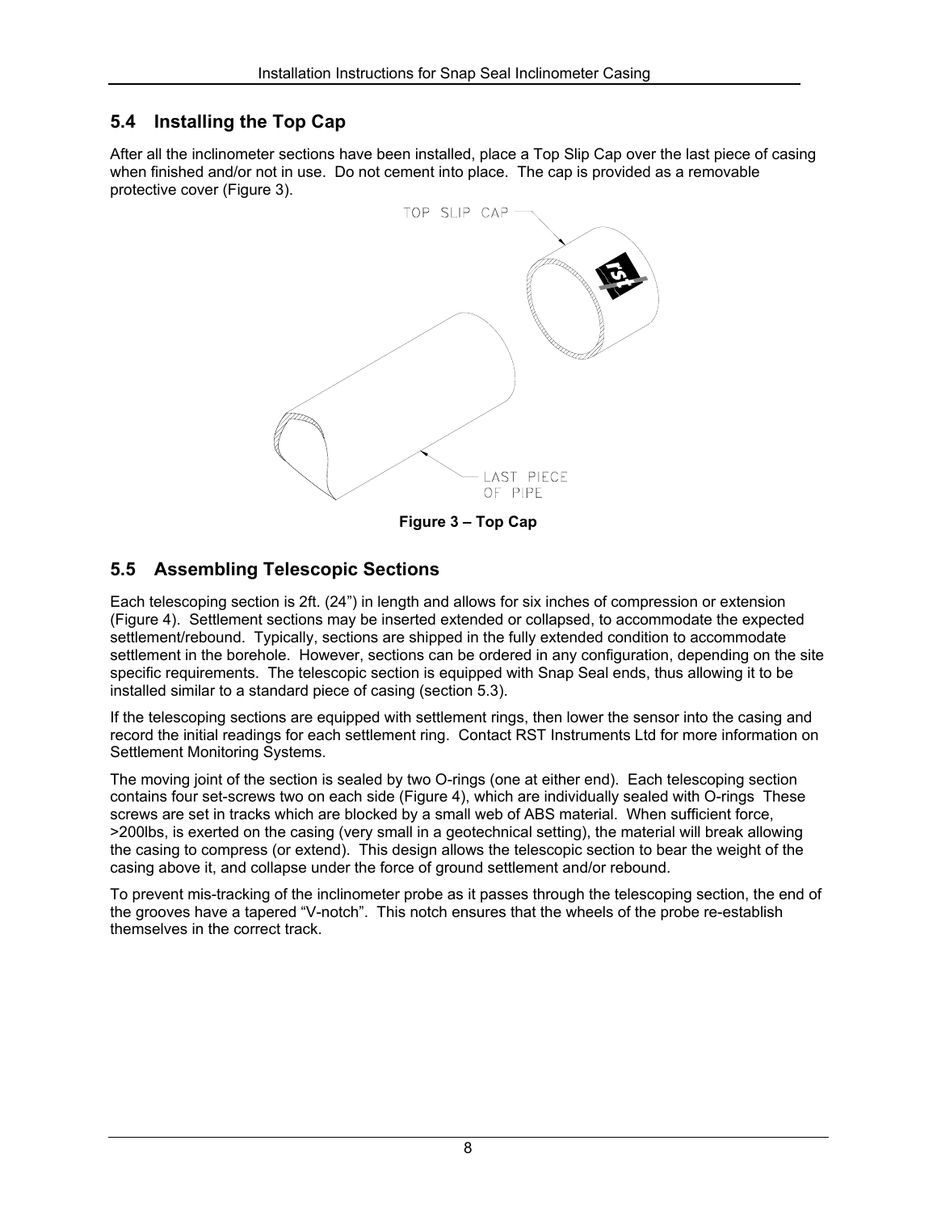## 5.4 Installing the Top Cap

After all the inclinometer sections have been installed, place a Top Slip Cap over the last piece of casing when finished and/or not in use. Do not cement into place. The cap is provided as a removable protective cover (Figure 3).

**Figure 3 – Top Cap**

## 5.5 Assembling Telescopic Sections

Each telescoping section is 2ft. (24") in length and allows for six inches of compression or extension (Figure 4). Settlement sections may be inserted extended or collapsed, to accommodate the expected settlement/rebound. Typically, sections are shipped in the fully extended condition to accommodate settlement in the borehole. However, sections can be ordered in any configuration, depending on the site specific requirements. The telescopic section is equipped with Snap Seal ends, thus allowing it to be installed similar to a standard piece of casing (section 5.3).

If the telescoping sections are equipped with settlement rings, then lower the sensor into the casing and record the initial readings for each settlement ring. Contact RST Instruments Ltd for more information on Settlement Monitoring Systems.

The moving joint of the section is sealed by two O-rings (one at either end). Each telescoping section contains four set-screws two on each side (Figure 4), which are individually sealed with O-rings These screws are set in tracks which are blocked by a small web of ABS material. When sufficient force, >200lbs, is exerted on the casing (very small in a geotechnical setting), the material will break allowing the casing to compress (or extend). This design allows the telescopic section to bear the weight of the casing above it, and collapse under the force of ground settlement and/or rebound.

To prevent mis-tracking of the inclinometer probe as it passes through the telescoping section, the end of the grooves have a tapered "V-notch". This notch ensures that the wheels of the probe re-establish themselves in the correct track.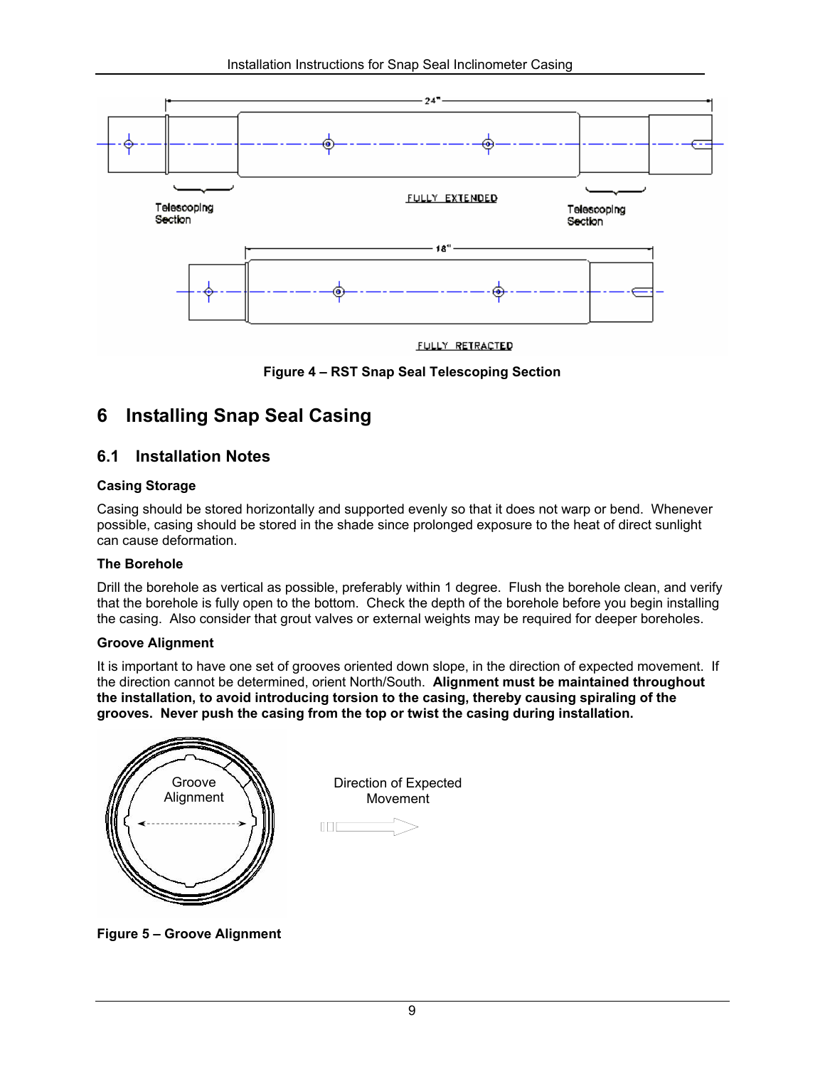Figure 4 – RST Snap Seal Telescoping Section

# 6 Installing Snap Seal Casing

## 6.1 Installation Notes

### Casing Storage

Casing should be stored horizontally and supported evenly so that it does not warp or bend. Whenever possible, casing should be stored in the shade since prolonged exposure to the heat of direct sunlight can cause deformation.

### The Borehole

Drill the borehole as vertical as possible, preferably within 1 degree. Flush the borehole clean, and verify that the borehole is fully open to the bottom. Check the depth of the borehole before you begin installing the casing. Also consider that grout valves or external weights may be required for deeper boreholes.

### Groove Alignment

It is important to have one set of grooves oriented down slope, in the direction of expected movement. If the direction cannot be determined, orient North/South. **Alignment must be maintained throughout the installation, to avoid introducing torsion to the casing, thereby causing spiraling of the grooves. Never push the casing from the top or twist the casing during installation.**

Figure 5 – Groove Alignment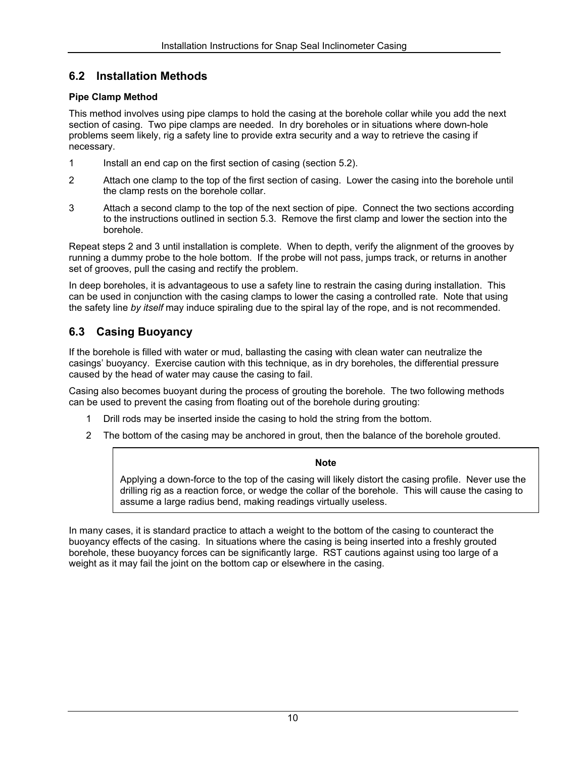## 6.2 Installation Methods

**Pipe Clamp Method**

This method involves using pipe clamps to hold the casing at the borehole collar while you add the next section of casing. Two pipe clamps are needed. In dry boreholes or in situations where down-hole problems seem likely, rig a safety line to provide extra security and a way to retrieve the casing if necessary.

1. Install an end cap on the first section of casing (section 5.2).
2. Attach one clamp to the top of the first section of casing. Lower the casing into the borehole until the clamp rests on the borehole collar.
3. Attach a second clamp to the top of the next section of pipe. Connect the two sections according to the instructions outlined in section 5.3. Remove the first clamp and lower the section into the borehole.

Repeat steps 2 and 3 until installation is complete. When to depth, verify the alignment of the grooves by running a dummy probe to the hole bottom. If the probe will not pass, jumps track, or returns in another set of grooves, pull the casing and rectify the problem.

In deep boreholes, it is advantageous to use a safety line to restrain the casing during installation. This can be used in conjunction with the casing clamps to lower the casing a controlled rate. Note that using the safety line *by itself* may induce spiraling due to the spiral lay of the rope, and is not recommended.

## 6.3 Casing Buoyancy

If the borehole is filled with water or mud, ballasting the casing with clean water can neutralize the casings' buoyancy. Exercise caution with this technique, as in dry boreholes, the differential pressure caused by the head of water may cause the casing to fail.

Casing also becomes buoyant during the process of grouting the borehole. The two following methods can be used to prevent the casing from floating out of the borehole during grouting:

1. Drill rods may be inserted inside the casing to hold the string from the bottom.
2. The bottom of the casing may be anchored in grout, then the balance of the borehole grouted.

> **Note**
>
> Applying a down-force to the top of the casing will likely distort the casing profile. Never use the drilling rig as a reaction force, or wedge the collar of the borehole. This will cause the casing to assume a large radius bend, making readings virtually useless.

In many cases, it is standard practice to attach a weight to the bottom of the casing to counteract the buoyancy effects of the casing. In situations where the casing is being inserted into a freshly grouted borehole, these buoyancy forces can be significantly large. RST cautions against using too large of a weight as it may fail the joint on the bottom cap or elsewhere in the casing.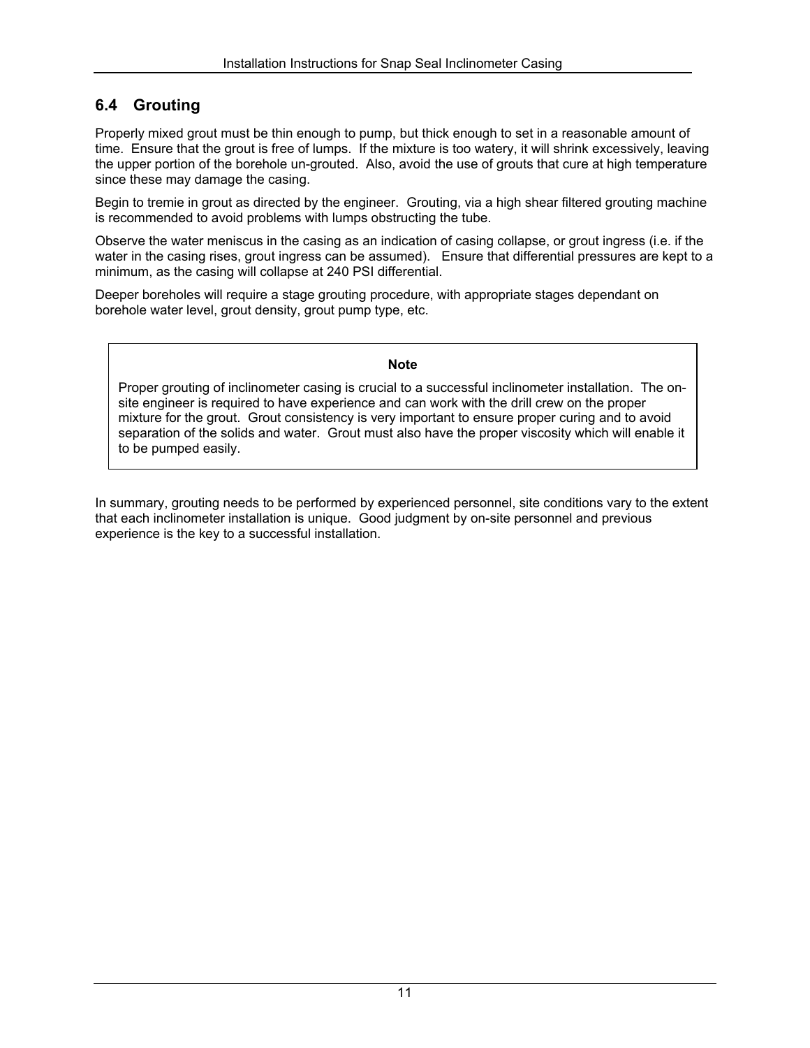## 6.4 Grouting

Properly mixed grout must be thin enough to pump, but thick enough to set in a reasonable amount of time. Ensure that the grout is free of lumps. If the mixture is too watery, it will shrink excessively, leaving the upper portion of the borehole un-grouted. Also, avoid the use of grouts that cure at high temperature since these may damage the casing.

Begin to tremie in grout as directed by the engineer. Grouting, via a high shear filtered grouting machine is recommended to avoid problems with lumps obstructing the tube.

Observe the water meniscus in the casing as an indication of casing collapse, or grout ingress (i.e. if the water in the casing rises, grout ingress can be assumed). Ensure that differential pressures are kept to a minimum, as the casing will collapse at 240 PSI differential.

Deeper boreholes will require a stage grouting procedure, with appropriate stages dependant on borehole water level, grout density, grout pump type, etc.

> **Note**
>
> Proper grouting of inclinometer casing is crucial to a successful inclinometer installation. The on-site engineer is required to have experience and can work with the drill crew on the proper mixture for the grout. Grout consistency is very important to ensure proper curing and to avoid separation of the solids and water. Grout must also have the proper viscosity which will enable it to be pumped easily.

In summary, grouting needs to be performed by experienced personnel, site conditions vary to the extent that each inclinometer installation is unique. Good judgment by on-site personnel and previous experience is the key to a successful installation.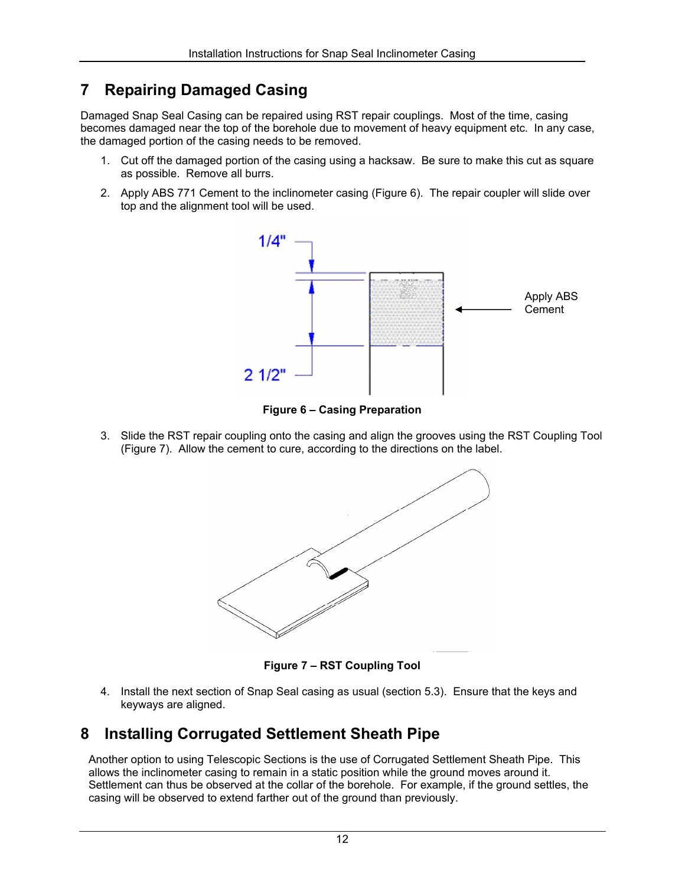## 7 Repairing Damaged Casing

Damaged Snap Seal Casing can be repaired using RST repair couplings. Most of the time, casing becomes damaged near the top of the borehole due to movement of heavy equipment etc. In any case, the damaged portion of the casing needs to be removed.

1. Cut off the damaged portion of the casing using a hacksaw. Be sure to make this cut as square as possible. Remove all burrs.
2. Apply ABS 771 Cement to the inclinometer casing (Figure 6). The repair coupler will slide over top and the alignment tool will be used.

**Figure 6 – Casing Preparation**

3. Slide the RST repair coupling onto the casing and align the grooves using the RST Coupling Tool (Figure 7). Allow the cement to cure, according to the directions on the label.

**Figure 7 – RST Coupling Tool**

4. Install the next section of Snap Seal casing as usual (section 5.3). Ensure that the keys and keyways are aligned.

## 8 Installing Corrugated Settlement Sheath Pipe

Another option to using Telescopic Sections is the use of Corrugated Settlement Sheath Pipe. This allows the inclinometer casing to remain in a static position while the ground moves around it. Settlement can thus be observed at the collar of the borehole. For example, if the ground settles, the casing will be observed to extend farther out of the ground than previously.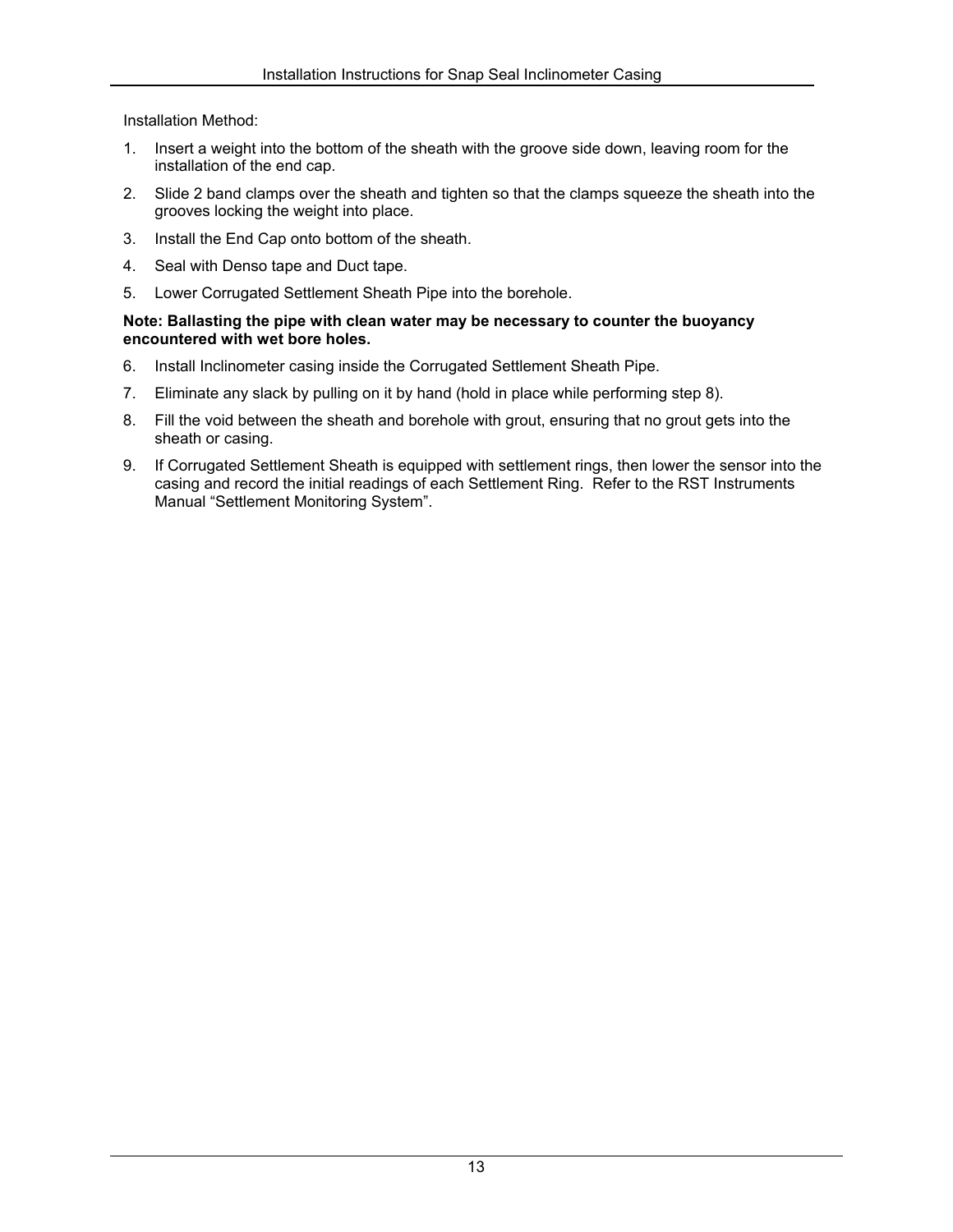Installation Method:

1. Insert a weight into the bottom of the sheath with the groove side down, leaving room for the installation of the end cap.
2. Slide 2 band clamps over the sheath and tighten so that the clamps squeeze the sheath into the grooves locking the weight into place.
3. Install the End Cap onto bottom of the sheath.
4. Seal with Denso tape and Duct tape.
5. Lower Corrugated Settlement Sheath Pipe into the borehole.

**Note: Ballasting the pipe with clean water may be necessary to counter the buoyancy encountered with wet bore holes.**

6. Install Inclinometer casing inside the Corrugated Settlement Sheath Pipe.
7. Eliminate any slack by pulling on it by hand (hold in place while performing step 8).
8. Fill the void between the sheath and borehole with grout, ensuring that no grout gets into the sheath or casing.
9. If Corrugated Settlement Sheath is equipped with settlement rings, then lower the sensor into the casing and record the initial readings of each Settlement Ring. Refer to the RST Instruments Manual "Settlement Monitoring System".